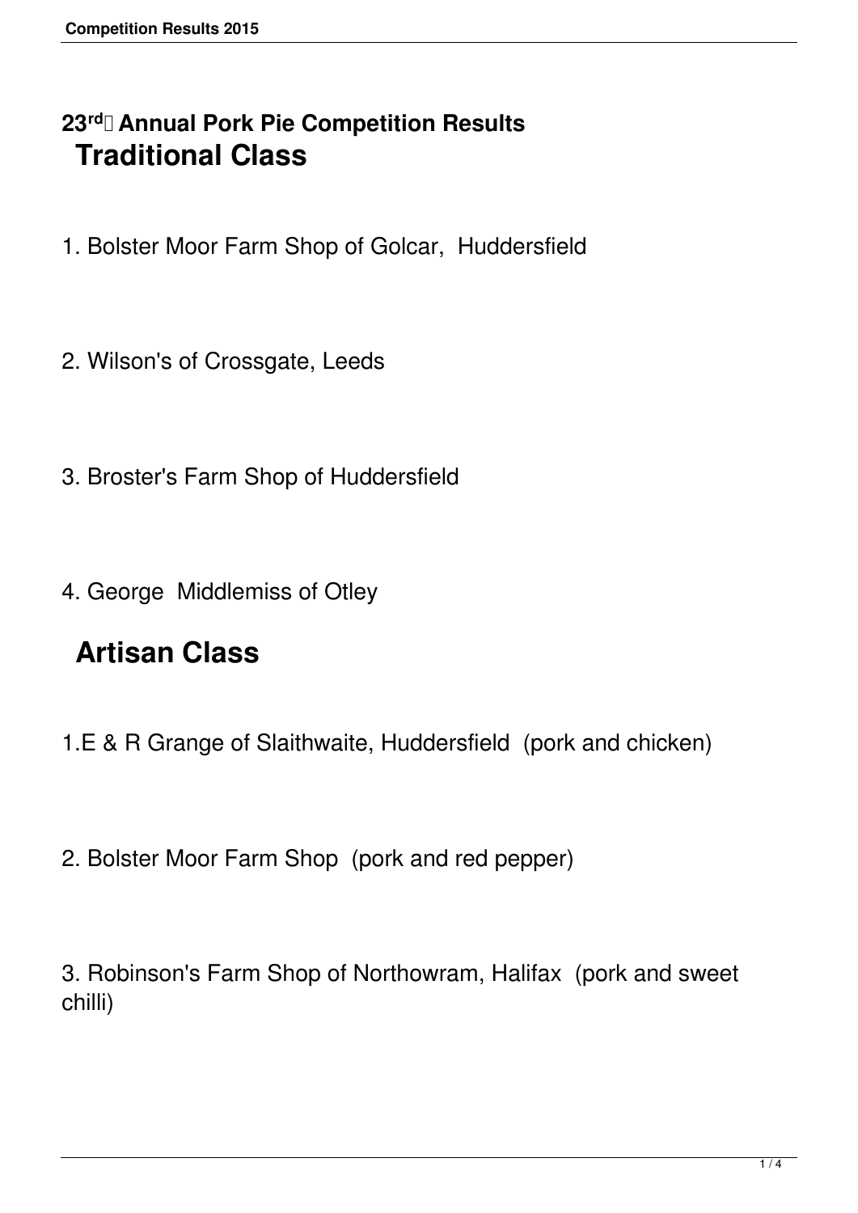## 23rd Annual Pork Pie Competition Results

# Traditional Class

1. Bolster Moor Farm Shop of Golcar,  Huddersfield

2. Wilson's of Crossgate, Leeds

3. Broster's Farm Shop of Huddersfield

4. George  Middlemiss of Otley

# Artisan Class

1.E & R Grange of Slaithwaite, Huddersfield  (pork and chicken)

2. Bolster Moor Farm Shop  (pork and red pepper)

3. Robinson's Farm Shop of Northowram, Halifax  (pork and sweet chilli)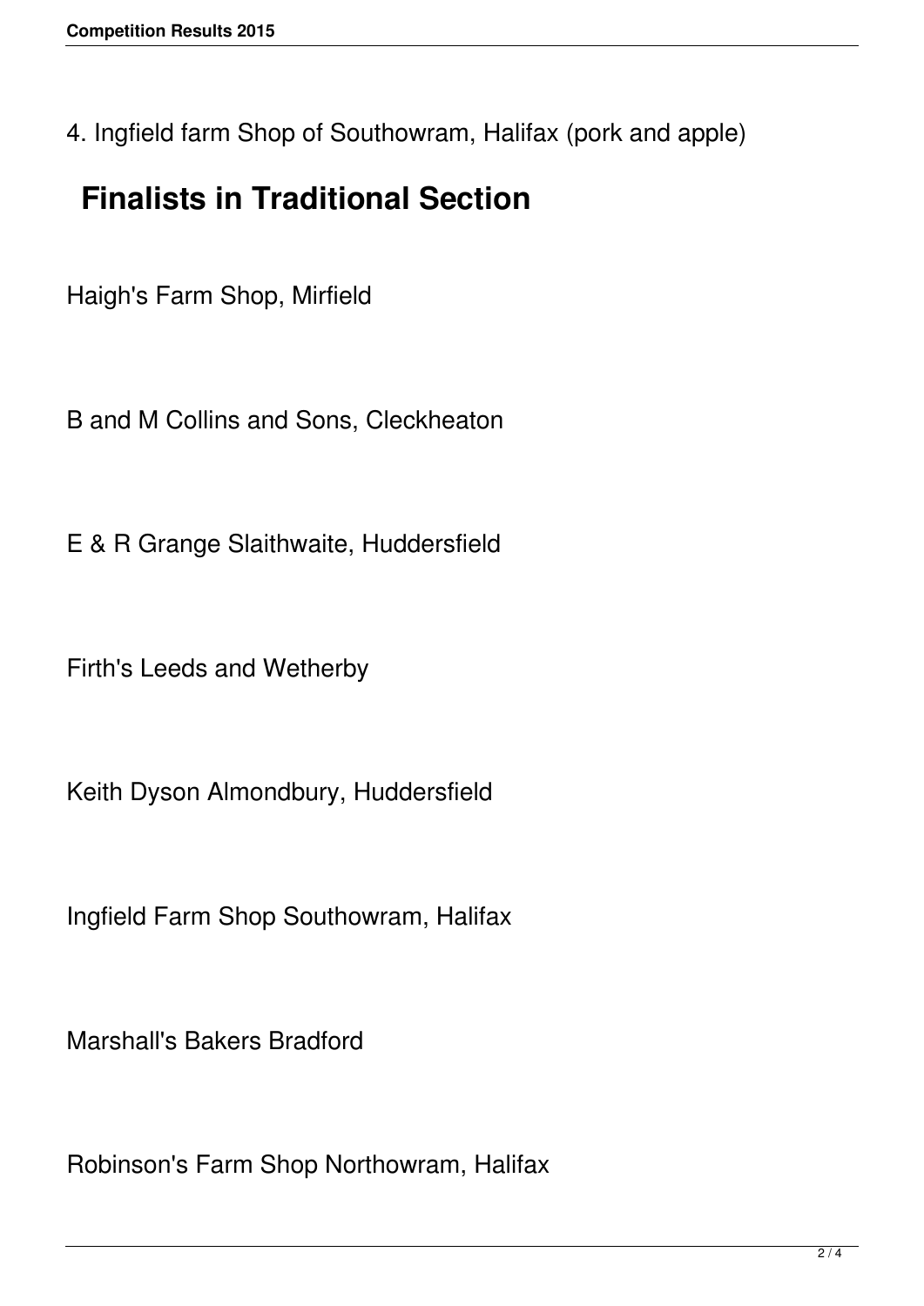4. Ingfield farm Shop of Southowram, Halifax (pork and apple)

## Finalists in Traditional Section

Haigh's Farm Shop, Mirfield

B and M Collins and Sons, Cleckheaton

E & R Grange Slaithwaite, Huddersfield

Firth's Leeds and Wetherby

Keith Dyson Almondbury, Huddersfield

Ingfield Farm Shop Southowram, Halifax

Marshall's Bakers Bradford

Robinson's Farm Shop Northowram, Halifax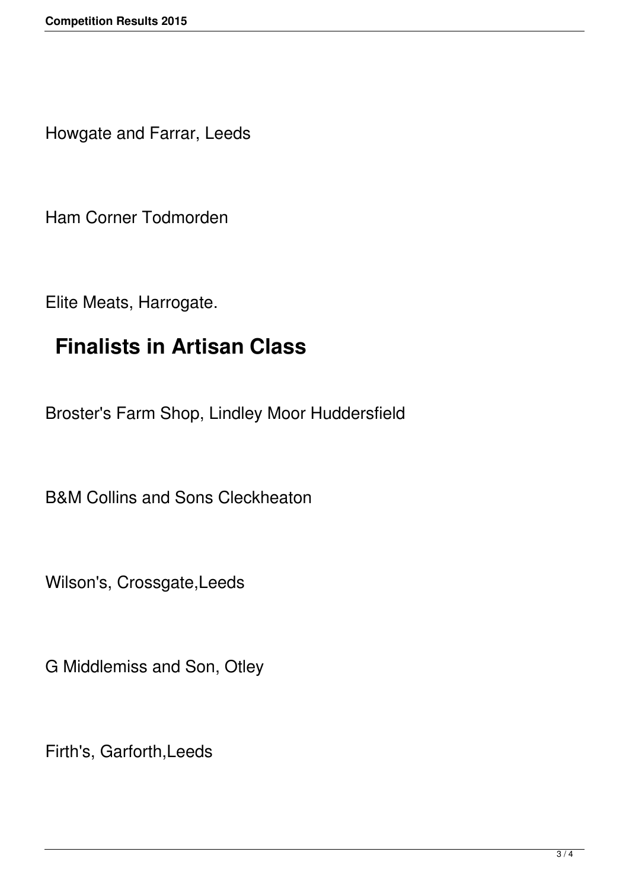Howgate and Farrar, Leeds

Ham Corner Todmorden

Elite Meats, Harrogate.

## Finalists in Artisan Class

Broster's Farm Shop, Lindley Moor Huddersfield

B&M Collins and Sons Cleckheaton

Wilson's, Crossgate,Leeds

G Middlemiss and Son, Otley

Firth's, Garforth,Leeds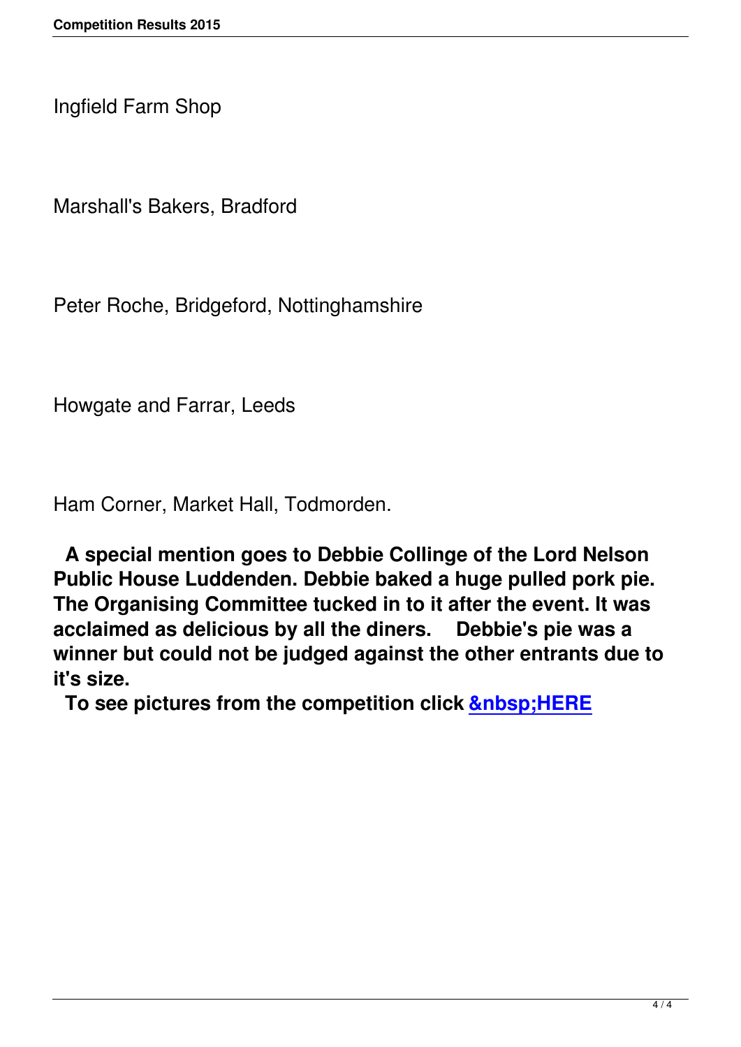Ingfield Farm Shop

Marshall's Bakers, Bradford

Peter Roche, Bridgeford, Nottinghamshire

Howgate and Farrar, Leeds

Ham Corner, Market Hall, Todmorden.

**A special mention goes to Debbie Collinge of the Lord Nelson Public House Luddenden. Debbie baked a huge pulled pork pie. The Organising Committee tucked in to it after the event. It was acclaimed as delicious by all the diners. Debbie's pie was a winner but could not be judged against the other entrants due to it's size.**

**To see pictures from the competition click &nbsp;HERE**